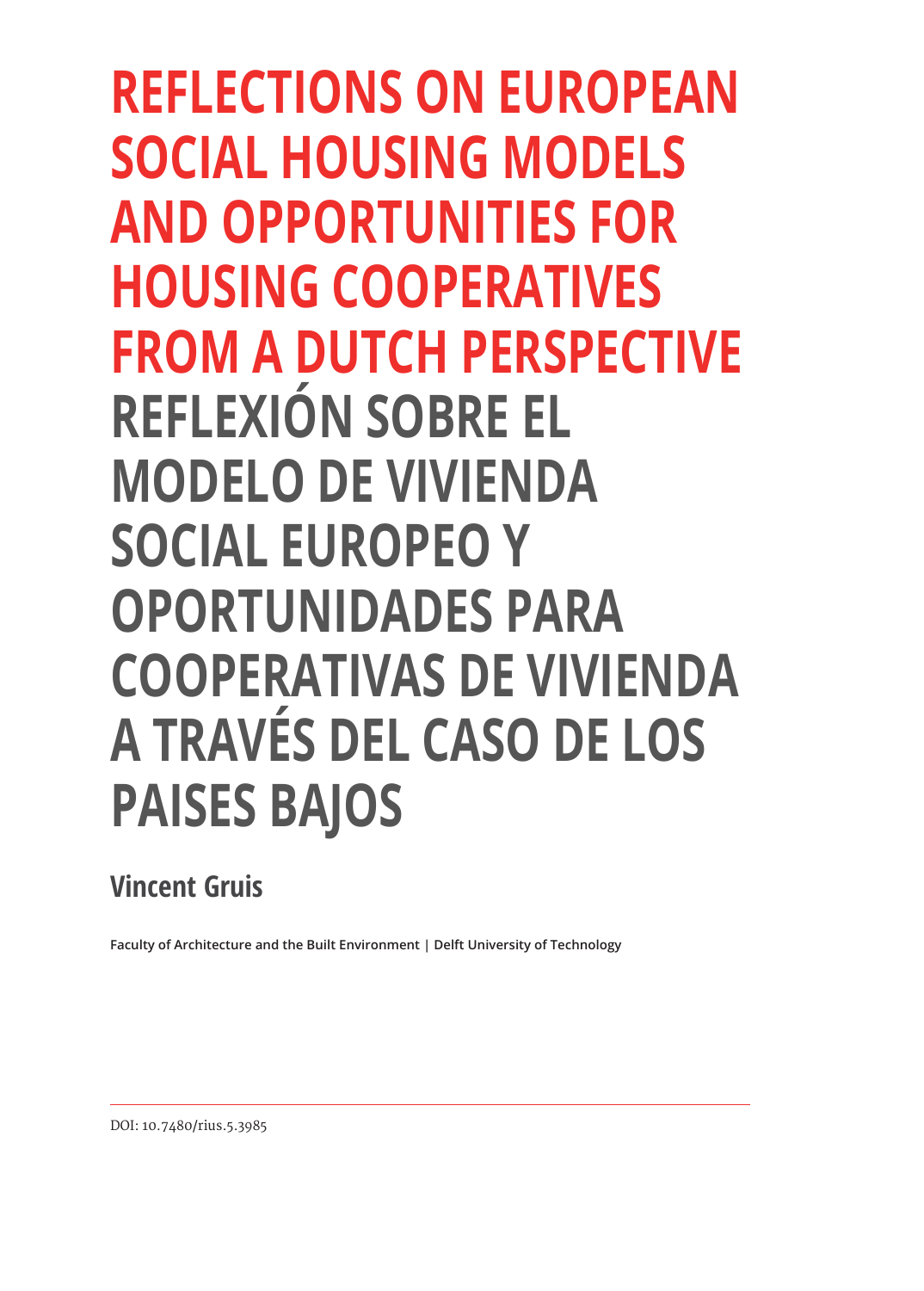# REFLECTIONS ON EUROPEAN SOCIAL HOUSING MODELS AND OPPORTUNITIES FOR HOUSING COOPERATIVES FROM A DUTCH PERSPECTIVE

# REFLEXIÓN SOBRE EL MODELO DE VIVIENDA SOCIAL EUROPEO Y OPORTUNIDADES PARA COOPERATIVAS DE VIVIENDA A TRAVÉS DEL CASO DE LOS PAISES BAJOS

**Vincent Gruis**

Faculty of Architecture and the Built Environment | Delft University of Technology

DOI: 10.7480/rius.5.3985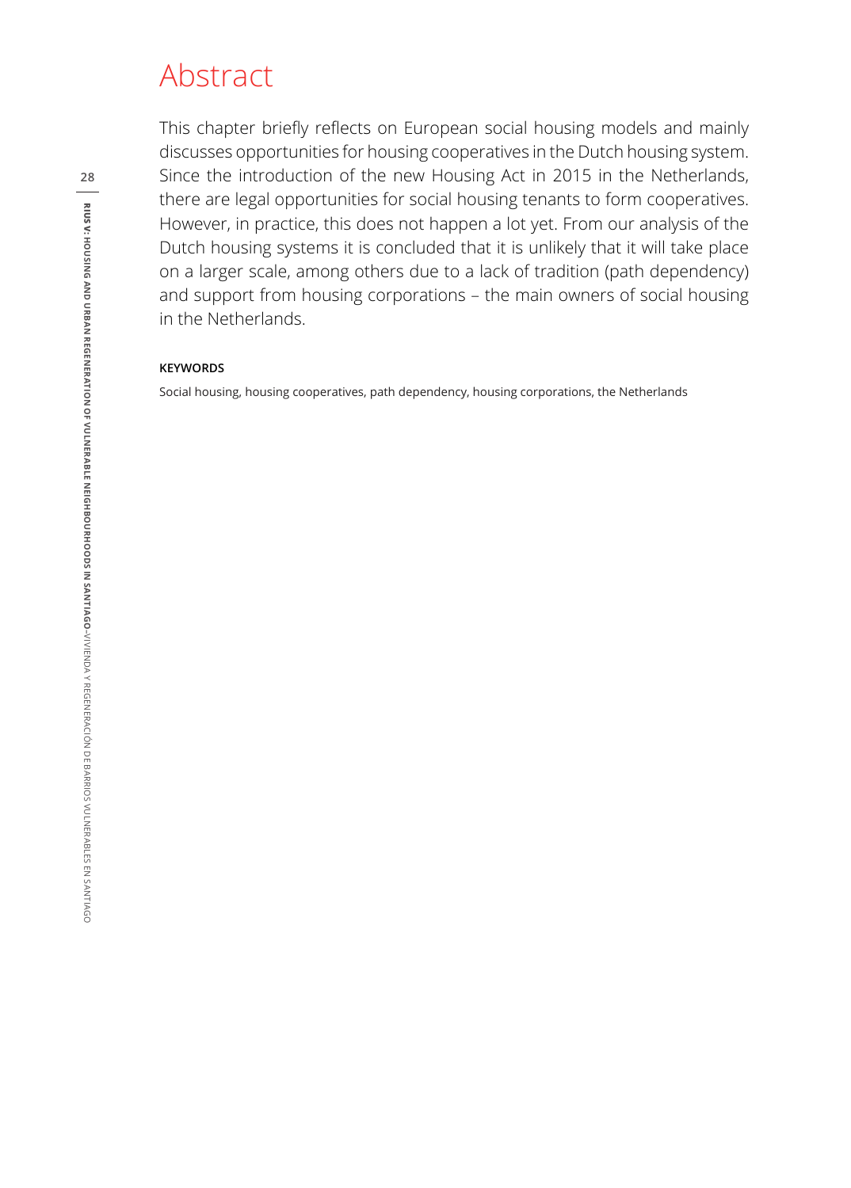# Abstract

This chapter briefly reflects on European social housing models and mainly discusses opportunities for housing cooperatives in the Dutch housing system. Since the introduction of the new Housing Act in 2015 in the Netherlands, there are legal opportunities for social housing tenants to form cooperatives. However, in practice, this does not happen a lot yet. From our analysis of the Dutch housing systems it is concluded that it is unlikely that it will take place on a larger scale, among others due to a lack of tradition (path dependency) and support from housing corporations – the main owners of social housing in the Netherlands.

**KEYWORDS**

Social housing, housing cooperatives, path dependency, housing corporations, the Netherlands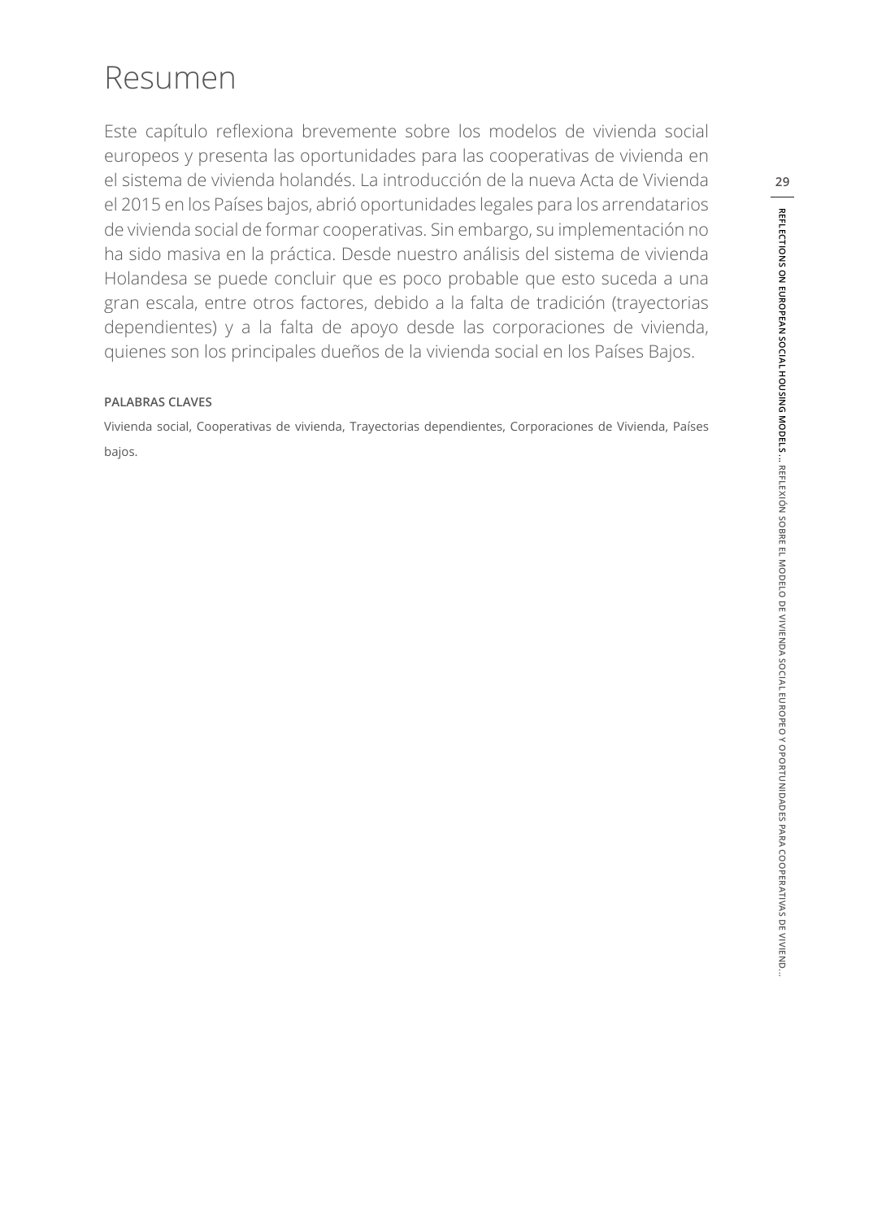# Resumen

Este capítulo reflexiona brevemente sobre los modelos de vivienda social europeos y presenta las oportunidades para las cooperativas de vivienda en el sistema de vivienda holandés. La introducción de la nueva Acta de Vivienda el 2015 en los Países bajos, abrió oportunidades legales para los arrendatarios de vivienda social de formar cooperativas. Sin embargo, su implementación no ha sido masiva en la práctica. Desde nuestro análisis del sistema de vivienda Holandesa se puede concluir que es poco probable que esto suceda a una gran escala, entre otros factores, debido a la falta de tradición (trayectorias dependientes) y a la falta de apoyo desde las corporaciones de vivienda, quienes son los principales dueños de la vivienda social en los Países Bajos.

**PALABRAS CLAVES**

Vivienda social, Cooperativas de vivienda, Trayectorias dependientes, Corporaciones de Vivienda, Países bajos.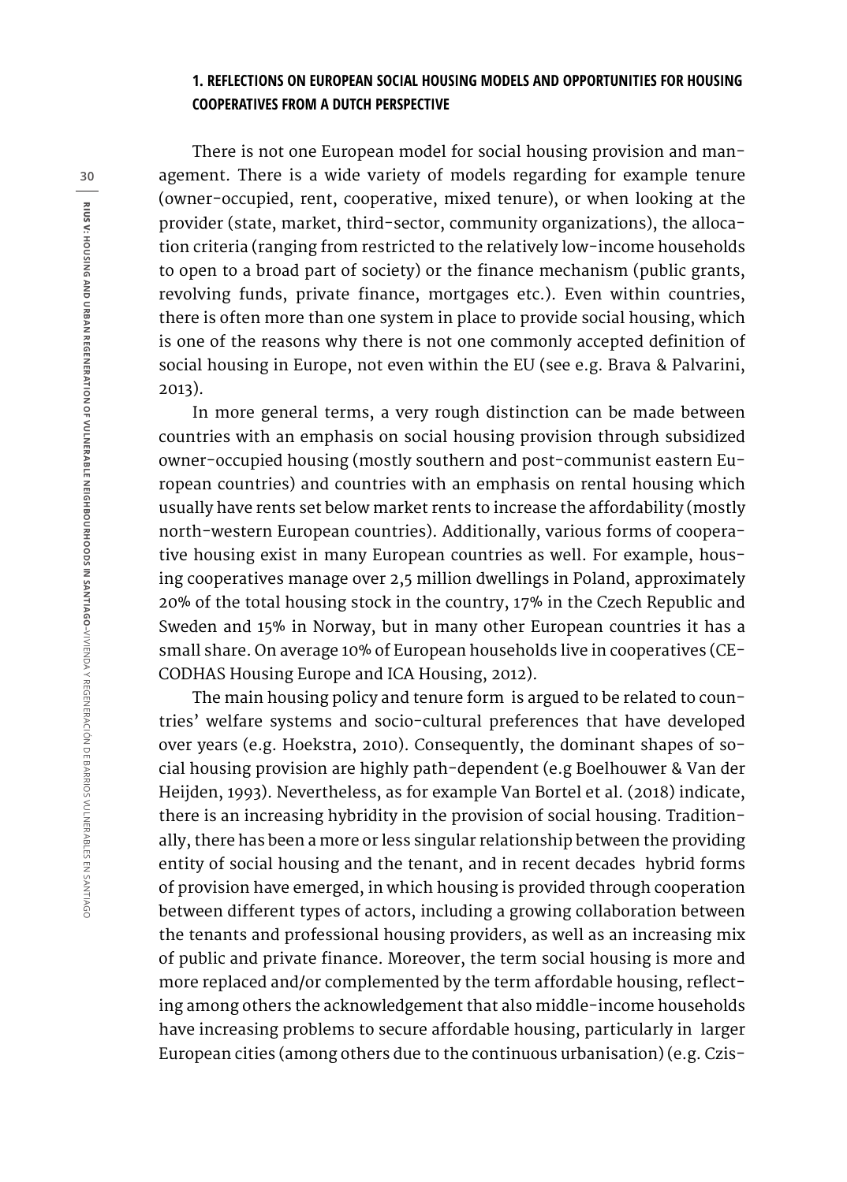### 1. REFLECTIONS ON EUROPEAN SOCIAL HOUSING MODELS AND OPPORTUNITIES FOR HOUSING COOPERATIVES FROM A DUTCH PERSPECTIVE

There is not one European model for social housing provision and management. There is a wide variety of models regarding for example tenure (owner-occupied, rent, cooperative, mixed tenure), or when looking at the provider (state, market, third-sector, community organizations), the allocation criteria (ranging from restricted to the relatively low-income households to open to a broad part of society) or the finance mechanism (public grants, revolving funds, private finance, mortgages etc.). Even within countries, there is often more than one system in place to provide social housing, which is one of the reasons why there is not one commonly accepted definition of social housing in Europe, not even within the EU (see e.g. Brava & Palvarini, 2013).

In more general terms, a very rough distinction can be made between countries with an emphasis on social housing provision through subsidized owner-occupied housing (mostly southern and post-communist eastern European countries) and countries with an emphasis on rental housing which usually have rents set below market rents to increase the affordability (mostly north-western European countries). Additionally, various forms of cooperative housing exist in many European countries as well. For example, housing cooperatives manage over 2,5 million dwellings in Poland, approximately 20% of the total housing stock in the country, 17% in the Czech Republic and Sweden and 15% in Norway, but in many other European countries it has a small share. On average 10% of European households live in cooperatives (CECODHAS Housing Europe and ICA Housing, 2012).

The main housing policy and tenure form is argued to be related to countries' welfare systems and socio-cultural preferences that have developed over years (e.g. Hoekstra, 2010). Consequently, the dominant shapes of social housing provision are highly path-dependent (e.g Boelhouwer & Van der Heijden, 1993). Nevertheless, as for example Van Bortel et al. (2018) indicate, there is an increasing hybridity in the provision of social housing. Traditionally, there has been a more or less singular relationship between the providing entity of social housing and the tenant, and in recent decades hybrid forms of provision have emerged, in which housing is provided through cooperation between different types of actors, including a growing collaboration between the tenants and professional housing providers, as well as an increasing mix of public and private finance. Moreover, the term social housing is more and more replaced and/or complemented by the term affordable housing, reflecting among others the acknowledgement that also middle-income households have increasing problems to secure affordable housing, particularly in larger European cities (among others due to the continuous urbanisation) (e.g. Czis-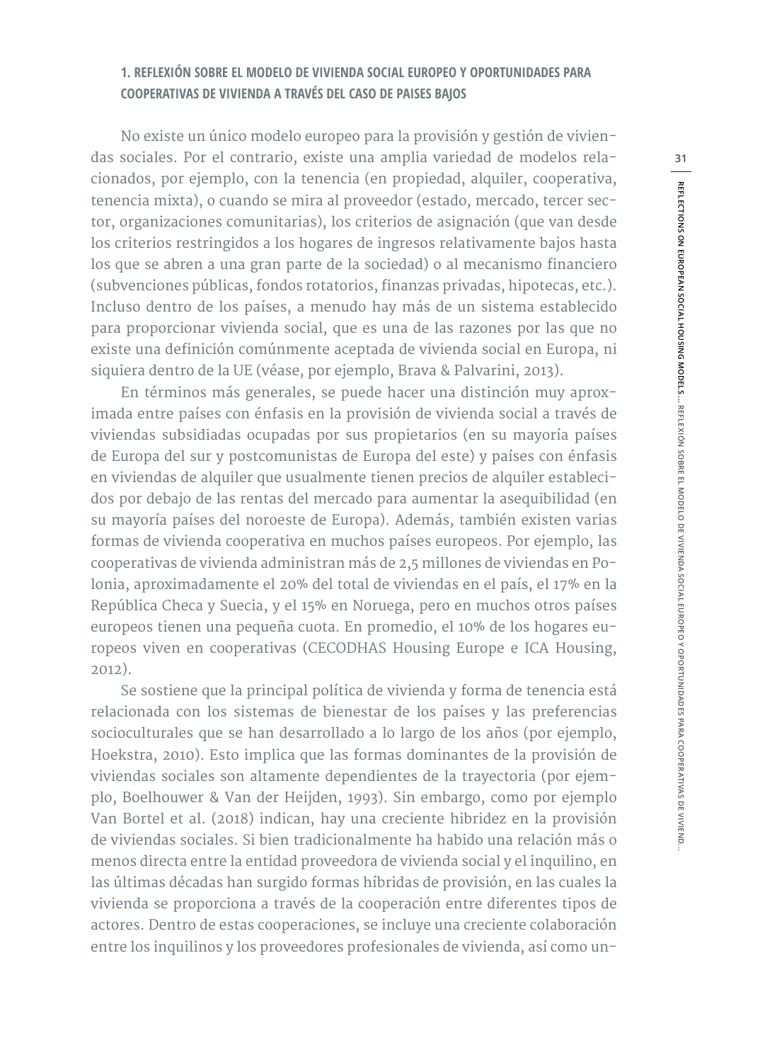### 1. REFLEXIÓN SOBRE EL MODELO DE VIVIENDA SOCIAL EUROPEO Y OPORTUNIDADES PARA COOPERATIVAS DE VIVIENDA A TRAVÉS DEL CASO DE PAISES BAJOS

No existe un único modelo europeo para la provisión y gestión de viviendas sociales. Por el contrario, existe una amplia variedad de modelos relacionados, por ejemplo, con la tenencia (en propiedad, alquiler, cooperativa, tenencia mixta), o cuando se mira al proveedor (estado, mercado, tercer sector, organizaciones comunitarias), los criterios de asignación (que van desde los criterios restringidos a los hogares de ingresos relativamente bajos hasta los que se abren a una gran parte de la sociedad) o al mecanismo financiero (subvenciones públicas, fondos rotatorios, finanzas privadas, hipotecas, etc.). Incluso dentro de los países, a menudo hay más de un sistema establecido para proporcionar vivienda social, que es una de las razones por las que no existe una definición comúnmente aceptada de vivienda social en Europa, ni siquiera dentro de la UE (véase, por ejemplo, Brava & Palvarini, 2013).

En términos más generales, se puede hacer una distinción muy aproximada entre países con énfasis en la provisión de vivienda social a través de viviendas subsidiadas ocupadas por sus propietarios (en su mayoría países de Europa del sur y postcomunistas de Europa del este) y países con énfasis en viviendas de alquiler que usualmente tienen precios de alquiler establecidos por debajo de las rentas del mercado para aumentar la asequibilidad (en su mayoría países del noroeste de Europa). Además, también existen varias formas de vivienda cooperativa en muchos países europeos. Por ejemplo, las cooperativas de vivienda administran más de 2,5 millones de viviendas en Polonia, aproximadamente el 20% del total de viviendas en el país, el 17% en la República Checa y Suecia, y el 15% en Noruega, pero en muchos otros países europeos tienen una pequeña cuota. En promedio, el 10% de los hogares europeos viven en cooperativas (CECODHAS Housing Europe e ICA Housing, 2012).

Se sostiene que la principal política de vivienda y forma de tenencia está relacionada con los sistemas de bienestar de los países y las preferencias socioculturales que se han desarrollado a lo largo de los años (por ejemplo, Hoekstra, 2010). Esto implica que las formas dominantes de la provisión de viviendas sociales son altamente dependientes de la trayectoria (por ejemplo, Boelhouwer & Van der Heijden, 1993). Sin embargo, como por ejemplo Van Bortel et al. (2018) indican, hay una creciente hibridez en la provisión de viviendas sociales. Si bien tradicionalmente ha habido una relación más o menos directa entre la entidad proveedora de vivienda social y el inquilino, en las últimas décadas han surgido formas híbridas de provisión, en las cuales la vivienda se proporciona a través de la cooperación entre diferentes tipos de actores. Dentro de estas cooperaciones, se incluye una creciente colaboración entre los inquilinos y los proveedores profesionales de vivienda, así como un-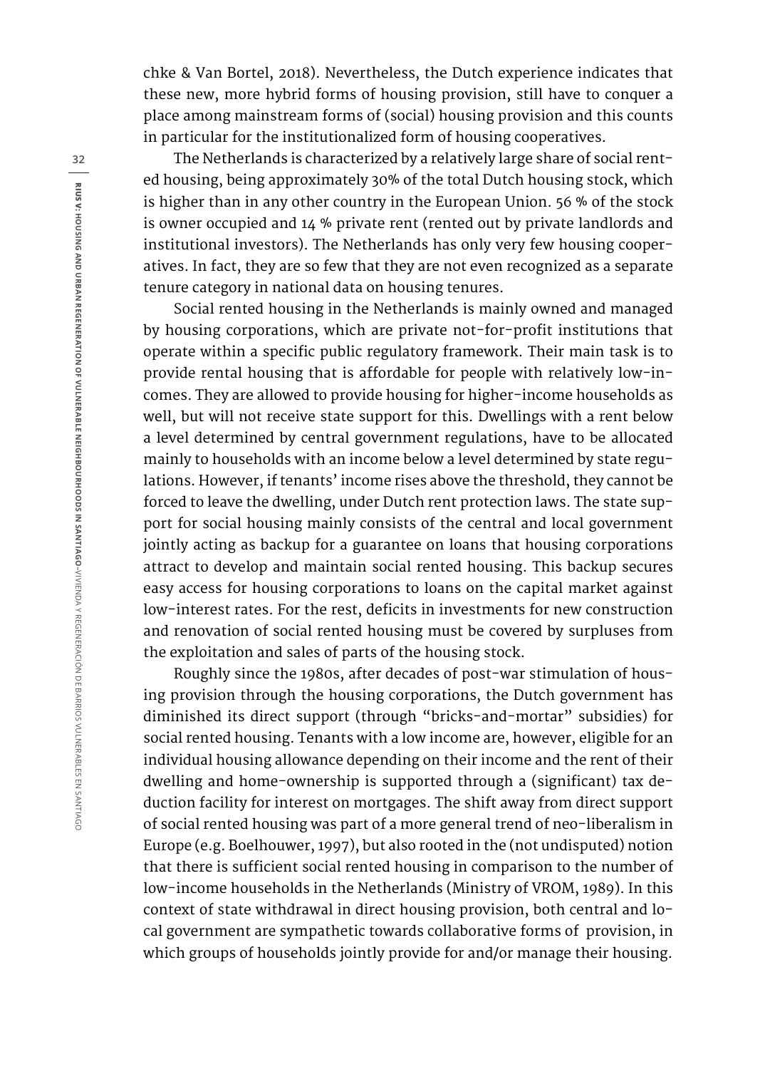chke & Van Bortel, 2018). Nevertheless, the Dutch experience indicates that these new, more hybrid forms of housing provision, still have to conquer a place among mainstream forms of (social) housing provision and this counts in particular for the institutionalized form of housing cooperatives.

The Netherlands is characterized by a relatively large share of social rented housing, being approximately 30% of the total Dutch housing stock, which is higher than in any other country in the European Union. 56 % of the stock is owner occupied and 14 % private rent (rented out by private landlords and institutional investors). The Netherlands has only very few housing cooperatives. In fact, they are so few that they are not even recognized as a separate tenure category in national data on housing tenures.

Social rented housing in the Netherlands is mainly owned and managed by housing corporations, which are private not-for-profit institutions that operate within a specific public regulatory framework. Their main task is to provide rental housing that is affordable for people with relatively low-incomes. They are allowed to provide housing for higher-income households as well, but will not receive state support for this. Dwellings with a rent below a level determined by central government regulations, have to be allocated mainly to households with an income below a level determined by state regulations. However, if tenants' income rises above the threshold, they cannot be forced to leave the dwelling, under Dutch rent protection laws. The state support for social housing mainly consists of the central and local government jointly acting as backup for a guarantee on loans that housing corporations attract to develop and maintain social rented housing. This backup secures easy access for housing corporations to loans on the capital market against low-interest rates. For the rest, deficits in investments for new construction and renovation of social rented housing must be covered by surpluses from the exploitation and sales of parts of the housing stock.

Roughly since the 1980s, after decades of post-war stimulation of housing provision through the housing corporations, the Dutch government has diminished its direct support (through "bricks-and-mortar" subsidies) for social rented housing. Tenants with a low income are, however, eligible for an individual housing allowance depending on their income and the rent of their dwelling and home-ownership is supported through a (significant) tax deduction facility for interest on mortgages. The shift away from direct support of social rented housing was part of a more general trend of neo-liberalism in Europe (e.g. Boelhouwer, 1997), but also rooted in the (not undisputed) notion that there is sufficient social rented housing in comparison to the number of low-income households in the Netherlands (Ministry of VROM, 1989). In this context of state withdrawal in direct housing provision, both central and local government are sympathetic towards collaborative forms of provision, in which groups of households jointly provide for and/or manage their housing.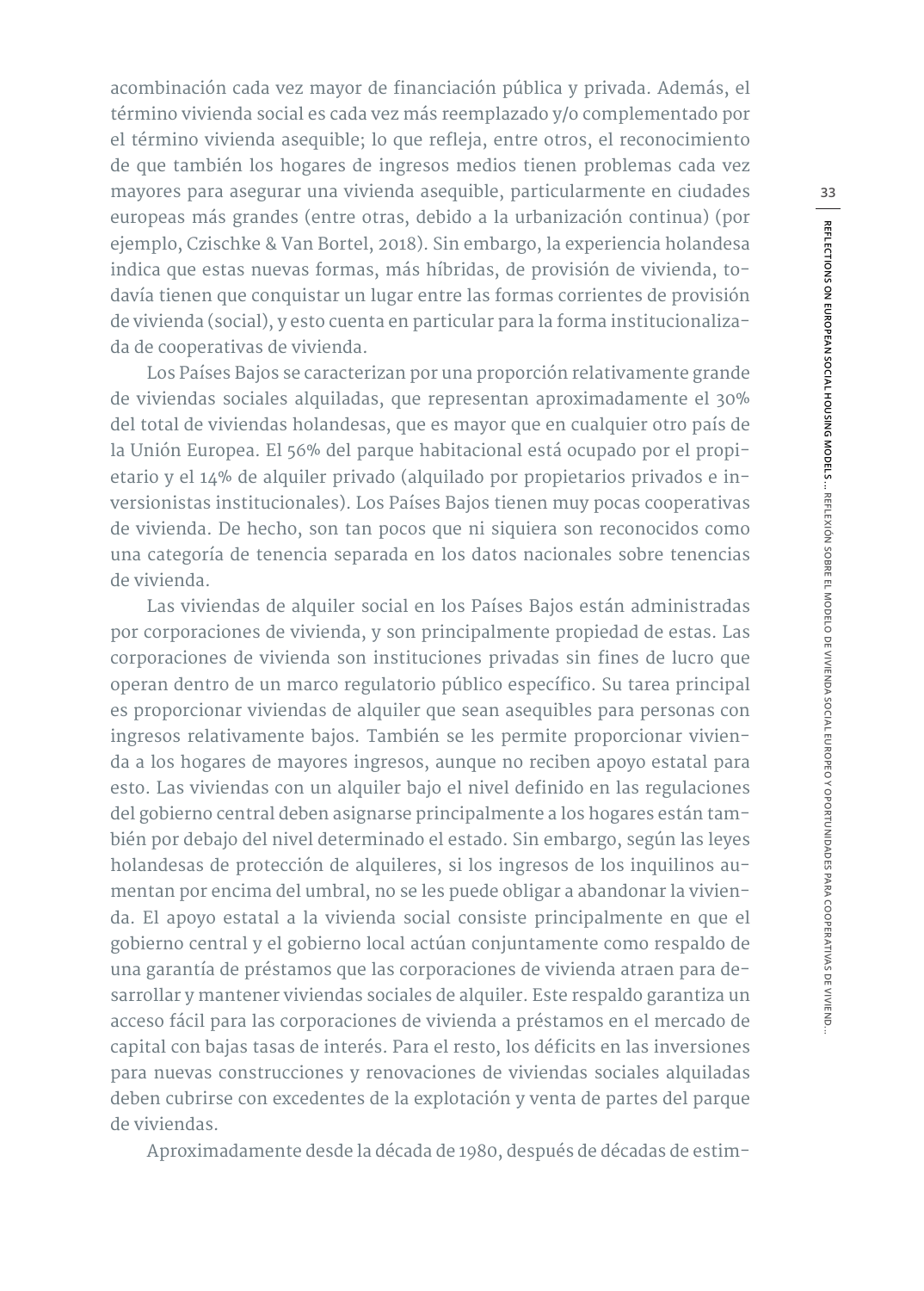acombinación cada vez mayor de financiación pública y privada. Además, el término vivienda social es cada vez más reemplazado y/o complementado por el término vivienda asequible; lo que refleja, entre otros, el reconocimiento de que también los hogares de ingresos medios tienen problemas cada vez mayores para asegurar una vivienda asequible, particularmente en ciudades europeas más grandes (entre otras, debido a la urbanización continua) (por ejemplo, Czischke & Van Bortel, 2018). Sin embargo, la experiencia holandesa indica que estas nuevas formas, más híbridas, de provisión de vivienda, todavía tienen que conquistar un lugar entre las formas corrientes de provisión de vivienda (social), y esto cuenta en particular para la forma institucionalizada de cooperativas de vivienda.

Los Países Bajos se caracterizan por una proporción relativamente grande de viviendas sociales alquiladas, que representan aproximadamente el 30% del total de viviendas holandesas, que es mayor que en cualquier otro país de la Unión Europea. El 56% del parque habitacional está ocupado por el propietario y el 14% de alquiler privado (alquilado por propietarios privados e inversionistas institucionales). Los Países Bajos tienen muy pocas cooperativas de vivienda. De hecho, son tan pocos que ni siquiera son reconocidos como una categoría de tenencia separada en los datos nacionales sobre tenencias de vivienda.

Las viviendas de alquiler social en los Países Bajos están administradas por corporaciones de vivienda, y son principalmente propiedad de estas. Las corporaciones de vivienda son instituciones privadas sin fines de lucro que operan dentro de un marco regulatorio público específico. Su tarea principal es proporcionar viviendas de alquiler que sean asequibles para personas con ingresos relativamente bajos. También se les permite proporcionar vivienda a los hogares de mayores ingresos, aunque no reciben apoyo estatal para esto. Las viviendas con un alquiler bajo el nivel definido en las regulaciones del gobierno central deben asignarse principalmente a los hogares están también por debajo del nivel determinado el estado. Sin embargo, según las leyes holandesas de protección de alquileres, si los ingresos de los inquilinos aumentan por encima del umbral, no se les puede obligar a abandonar la vivienda. El apoyo estatal a la vivienda social consiste principalmente en que el gobierno central y el gobierno local actúan conjuntamente como respaldo de una garantía de préstamos que las corporaciones de vivienda atraen para desarrollar y mantener viviendas sociales de alquiler. Este respaldo garantiza un acceso fácil para las corporaciones de vivienda a préstamos en el mercado de capital con bajas tasas de interés. Para el resto, los déficits en las inversiones para nuevas construcciones y renovaciones de viviendas sociales alquiladas deben cubrirse con excedentes de la explotación y venta de partes del parque de viviendas.

Aproximadamente desde la década de 1980, después de décadas de estim-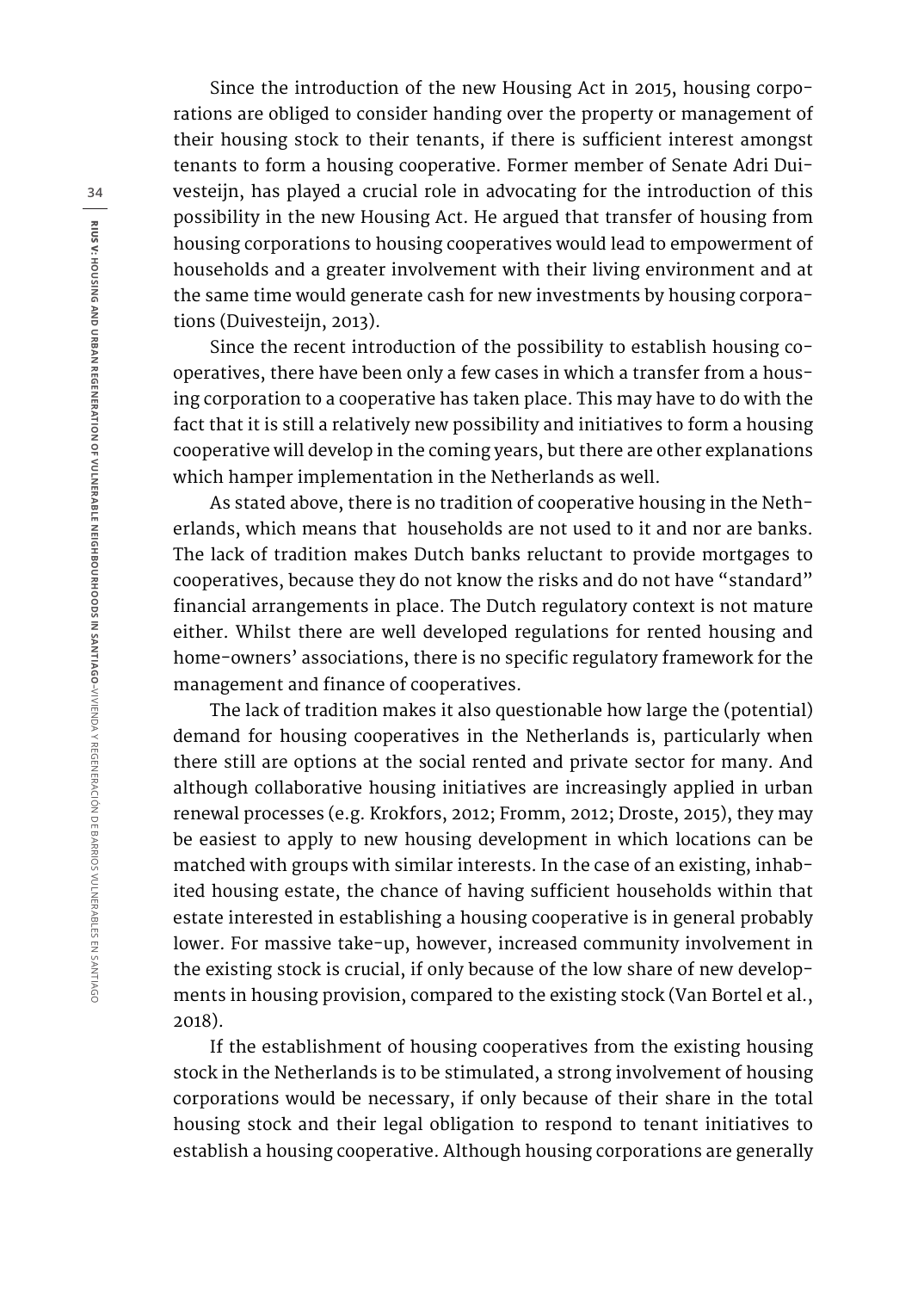Since the introduction of the new Housing Act in 2015, housing corporations are obliged to consider handing over the property or management of their housing stock to their tenants, if there is sufficient interest amongst tenants to form a housing cooperative. Former member of Senate Adri Duivesteijn, has played a crucial role in advocating for the introduction of this possibility in the new Housing Act. He argued that transfer of housing from housing corporations to housing cooperatives would lead to empowerment of households and a greater involvement with their living environment and at the same time would generate cash for new investments by housing corporations (Duivesteijn, 2013).

Since the recent introduction of the possibility to establish housing cooperatives, there have been only a few cases in which a transfer from a housing corporation to a cooperative has taken place. This may have to do with the fact that it is still a relatively new possibility and initiatives to form a housing cooperative will develop in the coming years, but there are other explanations which hamper implementation in the Netherlands as well.

As stated above, there is no tradition of cooperative housing in the Netherlands, which means that households are not used to it and nor are banks. The lack of tradition makes Dutch banks reluctant to provide mortgages to cooperatives, because they do not know the risks and do not have "standard" financial arrangements in place. The Dutch regulatory context is not mature either. Whilst there are well developed regulations for rented housing and home-owners' associations, there is no specific regulatory framework for the management and finance of cooperatives.

The lack of tradition makes it also questionable how large the (potential) demand for housing cooperatives in the Netherlands is, particularly when there still are options at the social rented and private sector for many. And although collaborative housing initiatives are increasingly applied in urban renewal processes (e.g. Krokfors, 2012; Fromm, 2012; Droste, 2015), they may be easiest to apply to new housing development in which locations can be matched with groups with similar interests. In the case of an existing, inhabited housing estate, the chance of having sufficient households within that estate interested in establishing a housing cooperative is in general probably lower. For massive take-up, however, increased community involvement in the existing stock is crucial, if only because of the low share of new developments in housing provision, compared to the existing stock (Van Bortel et al., 2018).

If the establishment of housing cooperatives from the existing housing stock in the Netherlands is to be stimulated, a strong involvement of housing corporations would be necessary, if only because of their share in the total housing stock and their legal obligation to respond to tenant initiatives to establish a housing cooperative. Although housing corporations are generally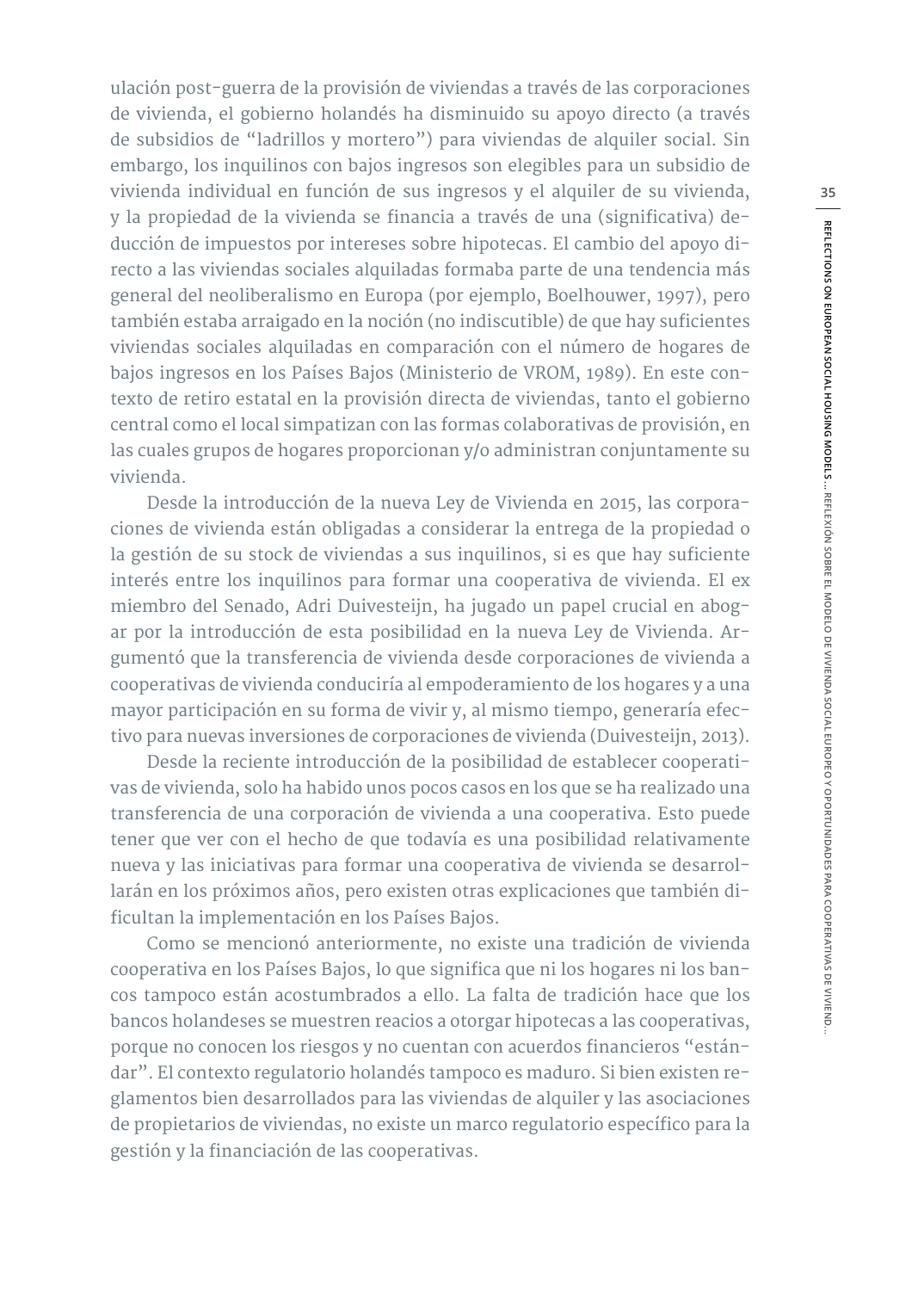ulación post-guerra de la provisión de viviendas a través de las corporaciones de vivienda, el gobierno holandés ha disminuido su apoyo directo (a través de subsidios de "ladrillos y mortero") para viviendas de alquiler social. Sin embargo, los inquilinos con bajos ingresos son elegibles para un subsidio de vivienda individual en función de sus ingresos y el alquiler de su vivienda, y la propiedad de la vivienda se financia a través de una (significativa) deducción de impuestos por intereses sobre hipotecas. El cambio del apoyo directo a las viviendas sociales alquiladas formaba parte de una tendencia más general del neoliberalismo en Europa (por ejemplo, Boelhouwer, 1997), pero también estaba arraigado en la noción (no indiscutible) de que hay suficientes viviendas sociales alquiladas en comparación con el número de hogares de bajos ingresos en los Países Bajos (Ministerio de VROM, 1989). En este contexto de retiro estatal en la provisión directa de viviendas, tanto el gobierno central como el local simpatizan con las formas colaborativas de provisión, en las cuales grupos de hogares proporcionan y/o administran conjuntamente su vivienda.

Desde la introducción de la nueva Ley de Vivienda en 2015, las corporaciones de vivienda están obligadas a considerar la entrega de la propiedad o la gestión de su stock de viviendas a sus inquilinos, si es que hay suficiente interés entre los inquilinos para formar una cooperativa de vivienda. El ex miembro del Senado, Adri Duivesteijn, ha jugado un papel crucial en abogar por la introducción de esta posibilidad en la nueva Ley de Vivienda. Argumentó que la transferencia de vivienda desde corporaciones de vivienda a cooperativas de vivienda conduciría al empoderamiento de los hogares y a una mayor participación en su forma de vivir y, al mismo tiempo, generaría efectivo para nuevas inversiones de corporaciones de vivienda (Duivesteijn, 2013).

Desde la reciente introducción de la posibilidad de establecer cooperativas de vivienda, solo ha habido unos pocos casos en los que se ha realizado una transferencia de una corporación de vivienda a una cooperativa. Esto puede tener que ver con el hecho de que todavía es una posibilidad relativamente nueva y las iniciativas para formar una cooperativa de vivienda se desarrollarán en los próximos años, pero existen otras explicaciones que también dificultan la implementación en los Países Bajos.

Como se mencionó anteriormente, no existe una tradición de vivienda cooperativa en los Países Bajos, lo que significa que ni los hogares ni los bancos tampoco están acostumbrados a ello. La falta de tradición hace que los bancos holandeses se muestren reacios a otorgar hipotecas a las cooperativas, porque no conocen los riesgos y no cuentan con acuerdos financieros "estándar". El contexto regulatorio holandés tampoco es maduro. Si bien existen reglamentos bien desarrollados para las viviendas de alquiler y las asociaciones de propietarios de viviendas, no existe un marco regulatorio específico para la gestión y la financiación de las cooperativas.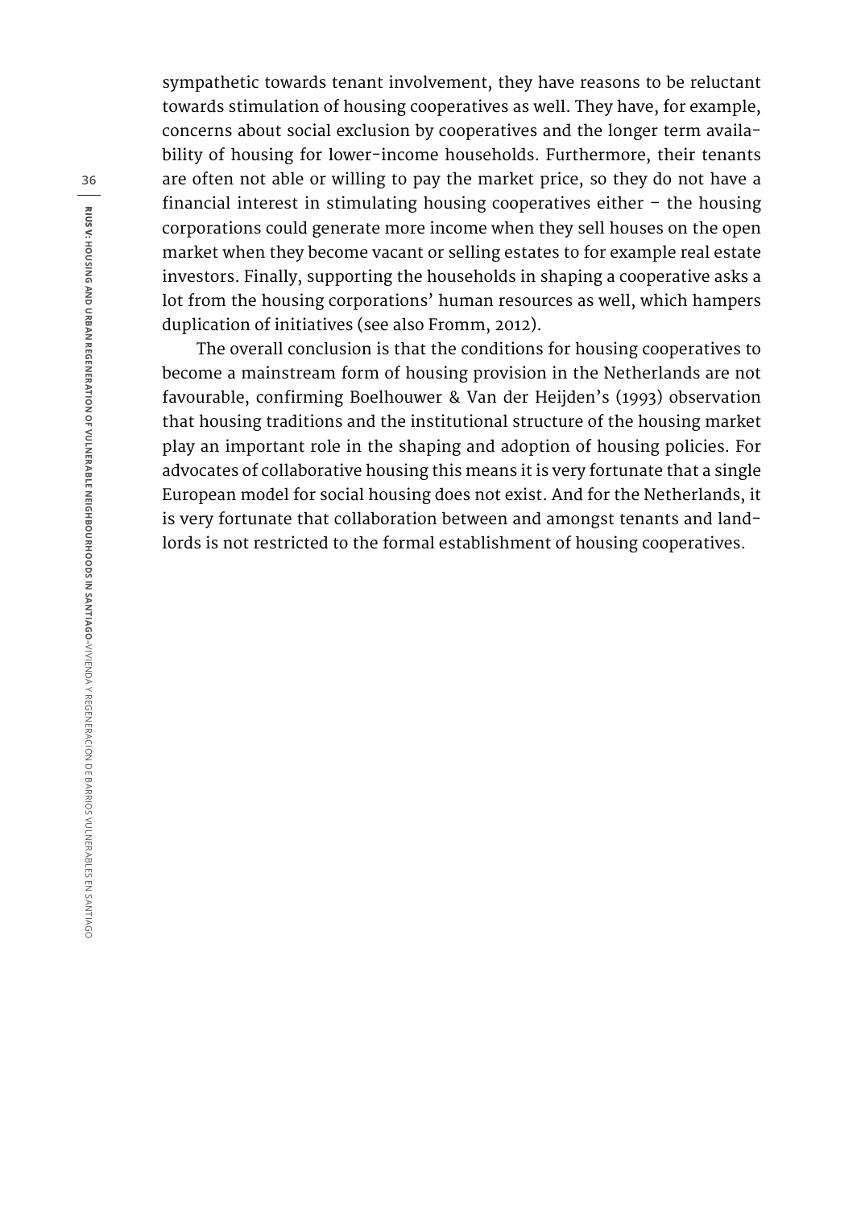sympathetic towards tenant involvement, they have reasons to be reluctant towards stimulation of housing cooperatives as well. They have, for example, concerns about social exclusion by cooperatives and the longer term availability of housing for lower-income households. Furthermore, their tenants are often not able or willing to pay the market price, so they do not have a financial interest in stimulating housing cooperatives either – the housing corporations could generate more income when they sell houses on the open market when they become vacant or selling estates to for example real estate investors. Finally, supporting the households in shaping a cooperative asks a lot from the housing corporations' human resources as well, which hampers duplication of initiatives (see also Fromm, 2012).

The overall conclusion is that the conditions for housing cooperatives to become a mainstream form of housing provision in the Netherlands are not favourable, confirming Boelhouwer & Van der Heijden's (1993) observation that housing traditions and the institutional structure of the housing market play an important role in the shaping and adoption of housing policies. For advocates of collaborative housing this means it is very fortunate that a single European model for social housing does not exist. And for the Netherlands, it is very fortunate that collaboration between and amongst tenants and landlords is not restricted to the formal establishment of housing cooperatives.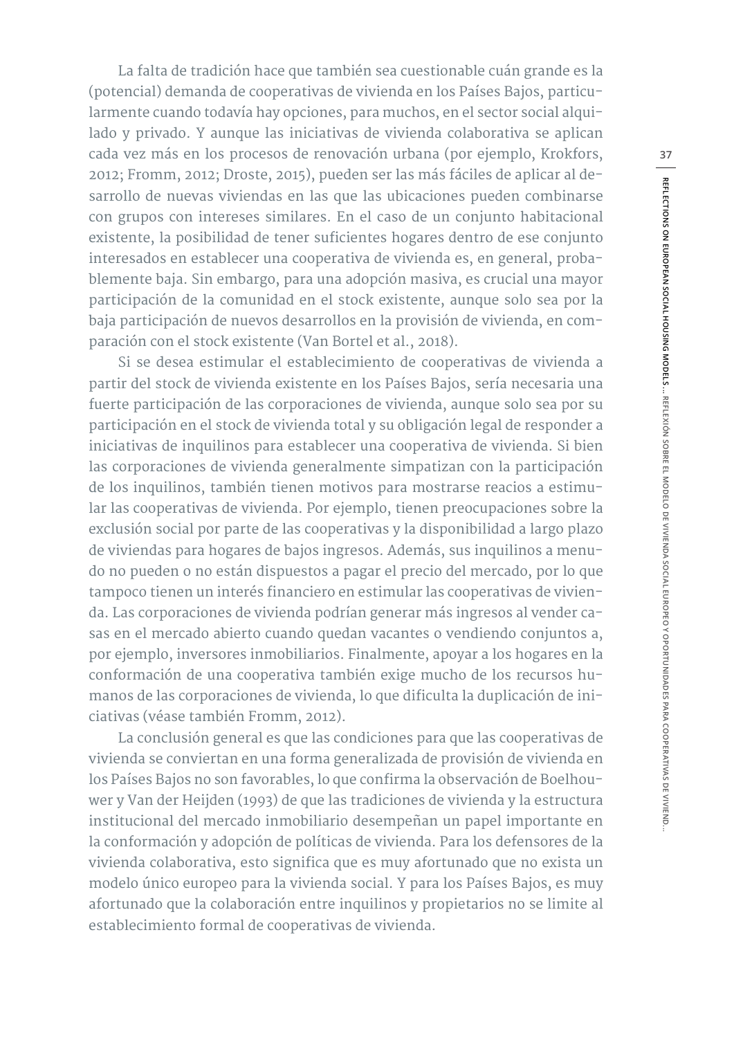La falta de tradición hace que también sea cuestionable cuán grande es la (potencial) demanda de cooperativas de vivienda en los Países Bajos, particularmente cuando todavía hay opciones, para muchos, en el sector social alquilado y privado. Y aunque las iniciativas de vivienda colaborativa se aplican cada vez más en los procesos de renovación urbana (por ejemplo, Krokfors, 2012; Fromm, 2012; Droste, 2015), pueden ser las más fáciles de aplicar al desarrollo de nuevas viviendas en las que las ubicaciones pueden combinarse con grupos con intereses similares. En el caso de un conjunto habitacional existente, la posibilidad de tener suficientes hogares dentro de ese conjunto interesados en establecer una cooperativa de vivienda es, en general, probablemente baja. Sin embargo, para una adopción masiva, es crucial una mayor participación de la comunidad en el stock existente, aunque solo sea por la baja participación de nuevos desarrollos en la provisión de vivienda, en comparación con el stock existente (Van Bortel et al., 2018).

Si se desea estimular el establecimiento de cooperativas de vivienda a partir del stock de vivienda existente en los Países Bajos, sería necesaria una fuerte participación de las corporaciones de vivienda, aunque solo sea por su participación en el stock de vivienda total y su obligación legal de responder a iniciativas de inquilinos para establecer una cooperativa de vivienda. Si bien las corporaciones de vivienda generalmente simpatizan con la participación de los inquilinos, también tienen motivos para mostrarse reacios a estimular las cooperativas de vivienda. Por ejemplo, tienen preocupaciones sobre la exclusión social por parte de las cooperativas y la disponibilidad a largo plazo de viviendas para hogares de bajos ingresos. Además, sus inquilinos a menudo no pueden o no están dispuestos a pagar el precio del mercado, por lo que tampoco tienen un interés financiero en estimular las cooperativas de vivienda. Las corporaciones de vivienda podrían generar más ingresos al vender casas en el mercado abierto cuando quedan vacantes o vendiendo conjuntos a, por ejemplo, inversores inmobiliarios. Finalmente, apoyar a los hogares en la conformación de una cooperativa también exige mucho de los recursos humanos de las corporaciones de vivienda, lo que dificulta la duplicación de iniciativas (véase también Fromm, 2012).

La conclusión general es que las condiciones para que las cooperativas de vivienda se conviertan en una forma generalizada de provisión de vivienda en los Países Bajos no son favorables, lo que confirma la observación de Boelhouwer y Van der Heijden (1993) de que las tradiciones de vivienda y la estructura institucional del mercado inmobiliario desempeñan un papel importante en la conformación y adopción de políticas de vivienda. Para los defensores de la vivienda colaborativa, esto significa que es muy afortunado que no exista un modelo único europeo para la vivienda social. Y para los Países Bajos, es muy afortunado que la colaboración entre inquilinos y propietarios no se limite al establecimiento formal de cooperativas de vivienda.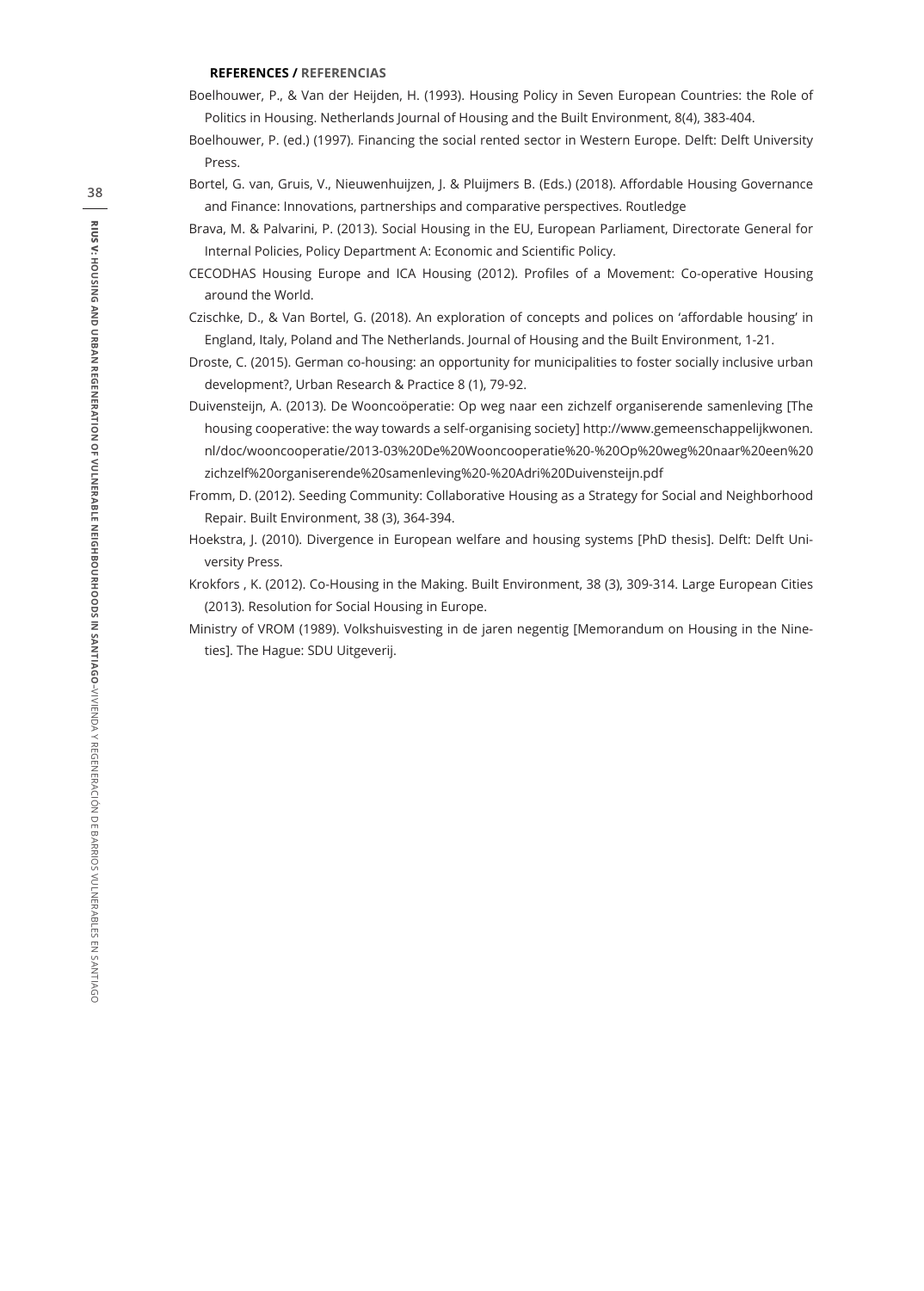## REFERENCES / REFERENCIAS

Boelhouwer, P., & Van der Heijden, H. (1993). Housing Policy in Seven European Countries: the Role of Politics in Housing. Netherlands Journal of Housing and the Built Environment, 8(4), 383-404.

Boelhouwer, P. (ed.) (1997). Financing the social rented sector in Western Europe. Delft: Delft University Press.

Bortel, G. van, Gruis, V., Nieuwenhuijzen, J. & Pluijmers B. (Eds.) (2018). Affordable Housing Governance and Finance: Innovations, partnerships and comparative perspectives. Routledge

Brava, M. & Palvarini, P. (2013). Social Housing in the EU, European Parliament, Directorate General for Internal Policies, Policy Department A: Economic and Scientific Policy.

CECODHAS Housing Europe and ICA Housing (2012). Profiles of a Movement: Co-operative Housing around the World.

Czischke, D., & Van Bortel, G. (2018). An exploration of concepts and polices on 'affordable housing' in England, Italy, Poland and The Netherlands. Journal of Housing and the Built Environment, 1-21.

Droste, C. (2015). German co-housing: an opportunity for municipalities to foster socially inclusive urban development?, Urban Research & Practice 8 (1), 79-92.

Duivensteijn, A. (2013). De Wooncoöperatie: Op weg naar een zichzelf organiserende samenleving [The housing cooperative: the way towards a self-organising society] http://www.gemeenschappelijkwonen.nl/doc/wooncooperatie/2013-03%20De%20Wooncooperatie%20-%20Op%20weg%20naar%20een%20zichzelf%20organiserende%20samenleving%20-%20Adri%20Duivensteijn.pdf

Fromm, D. (2012). Seeding Community: Collaborative Housing as a Strategy for Social and Neighborhood Repair. Built Environment, 38 (3), 364-394.

Hoekstra, J. (2010). Divergence in European welfare and housing systems [PhD thesis]. Delft: Delft University Press.

Krokfors , K. (2012). Co-Housing in the Making. Built Environment, 38 (3), 309-314. Large European Cities (2013). Resolution for Social Housing in Europe.

Ministry of VROM (1989). Volkshuisvesting in de jaren negentig [Memorandum on Housing in the Nineties]. The Hague: SDU Uitgeverij.